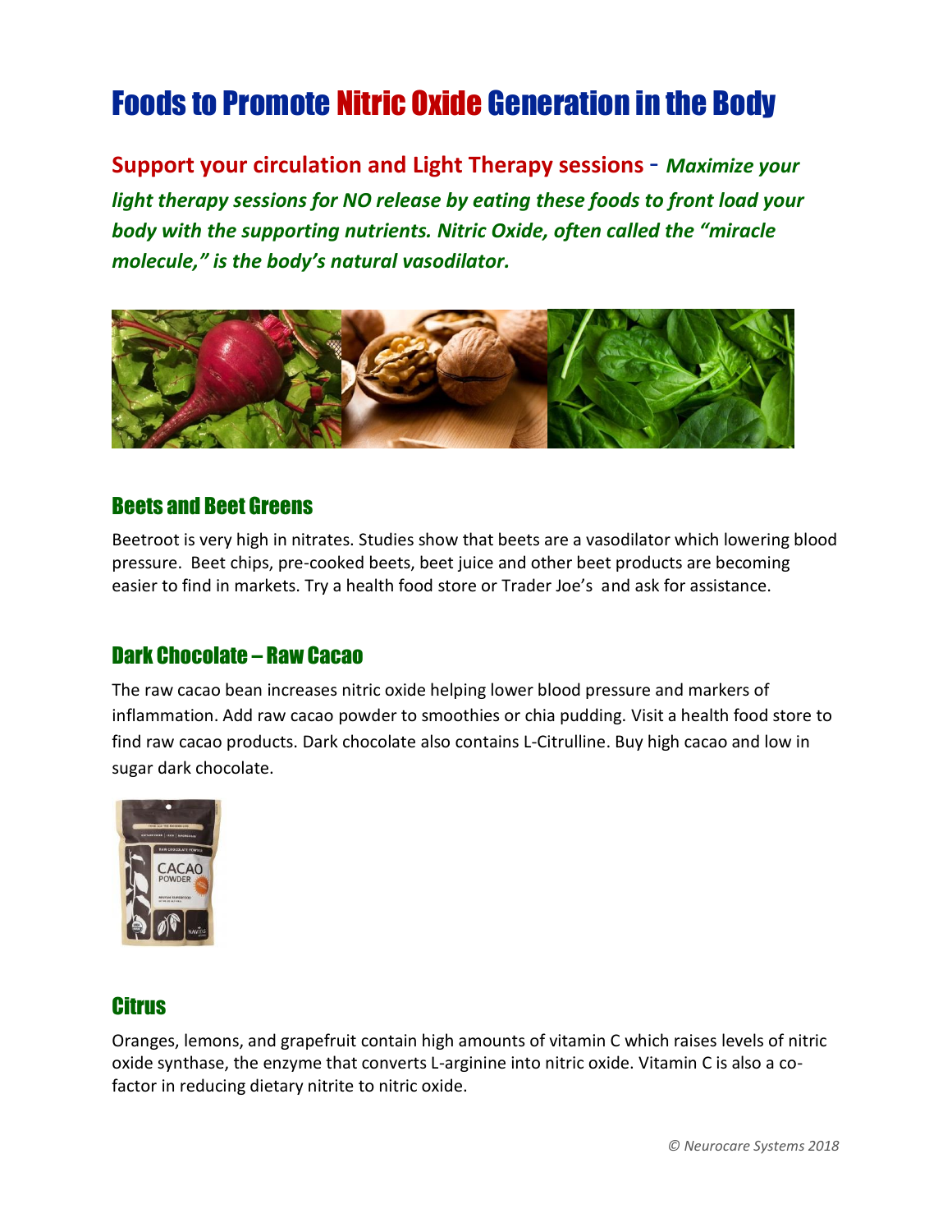# Foods to Promote Nitric Oxide Generation in the Body

**Support your circulation and Light Therapy sessions** - ***Maximize your light therapy sessions for NO release by eating these foods to front load your body with the supporting nutrients. Nitric Oxide, often called the "miracle molecule," is the body's natural vasodilator.***

## Beets and Beet Greens

Beetroot is very high in nitrates. Studies show that beets are a vasodilator which lowering blood pressure. Beet chips, pre-cooked beets, beet juice and other beet products are becoming easier to find in markets. Try a health food store or Trader Joe's and ask for assistance.

## Dark Chocolate – Raw Cacao

The raw cacao bean increases nitric oxide helping lower blood pressure and markers of inflammation. Add raw cacao powder to smoothies or chia pudding. Visit a health food store to find raw cacao products. Dark chocolate also contains L-Citrulline. Buy high cacao and low in sugar dark chocolate.

## Citrus

Oranges, lemons, and grapefruit contain high amounts of vitamin C which raises levels of nitric oxide synthase, the enzyme that converts L-arginine into nitric oxide. Vitamin C is also a co-factor in reducing dietary nitrite to nitric oxide.

*© Neurocare Systems 2018*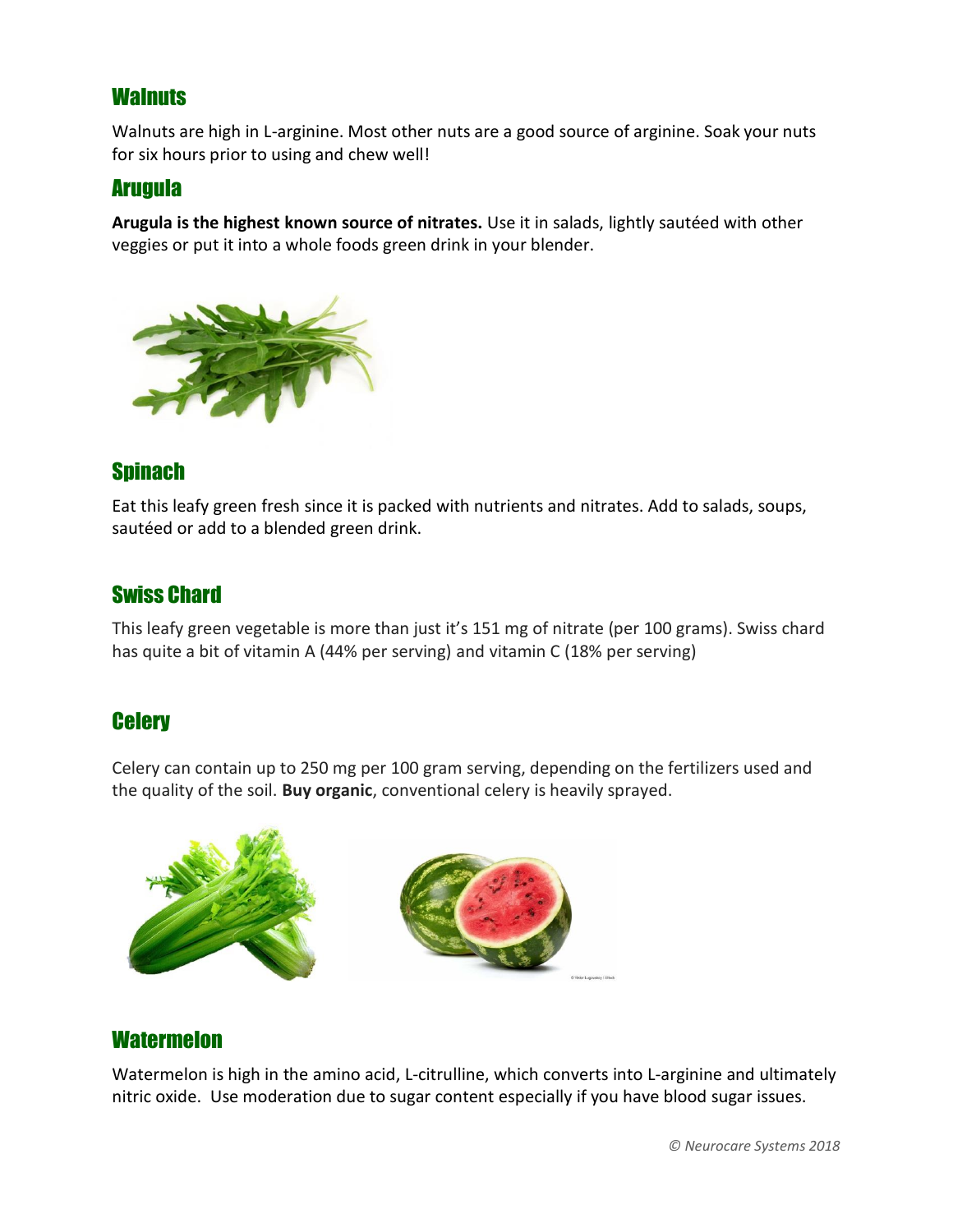## Walnuts

Walnuts are high in L-arginine. Most other nuts are a good source of arginine. Soak your nuts for six hours prior to using and chew well!

## Arugula

**Arugula is the highest known source of nitrates.** Use it in salads, lightly sautéed with other veggies or put it into a whole foods green drink in your blender.

## Spinach

Eat this leafy green fresh since it is packed with nutrients and nitrates. Add to salads, soups, sautéed or add to a blended green drink.

## Swiss Chard

This leafy green vegetable is more than just it's 151 mg of nitrate (per 100 grams). Swiss chard has quite a bit of vitamin A (44% per serving) and vitamin C (18% per serving)

## Celery

Celery can contain up to 250 mg per 100 gram serving, depending on the fertilizers used and the quality of the soil. **Buy organic**, conventional celery is heavily sprayed.

## Watermelon

Watermelon is high in the amino acid, L-citrulline, which converts into L-arginine and ultimately nitric oxide. Use moderation due to sugar content especially if you have blood sugar issues.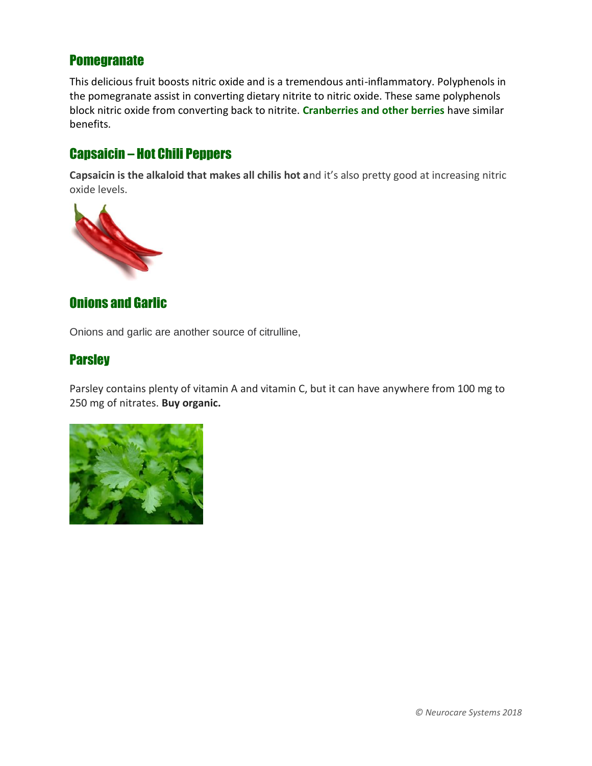## Pomegranate

This delicious fruit boosts nitric oxide and is a tremendous anti-inflammatory. Polyphenols in the pomegranate assist in converting dietary nitrite to nitric oxide. These same polyphenols block nitric oxide from converting back to nitrite. **Cranberries and other berries** have similar benefits.

## Capsaicin – Hot Chili Peppers

**Capsaicin is the alkaloid that makes all chilis hot a**nd it's also pretty good at increasing nitric oxide levels.

## Onions and Garlic

Onions and garlic are another source of citrulline,

## Parsley

Parsley contains plenty of vitamin A and vitamin C, but it can have anywhere from 100 mg to 250 mg of nitrates. **Buy organic.**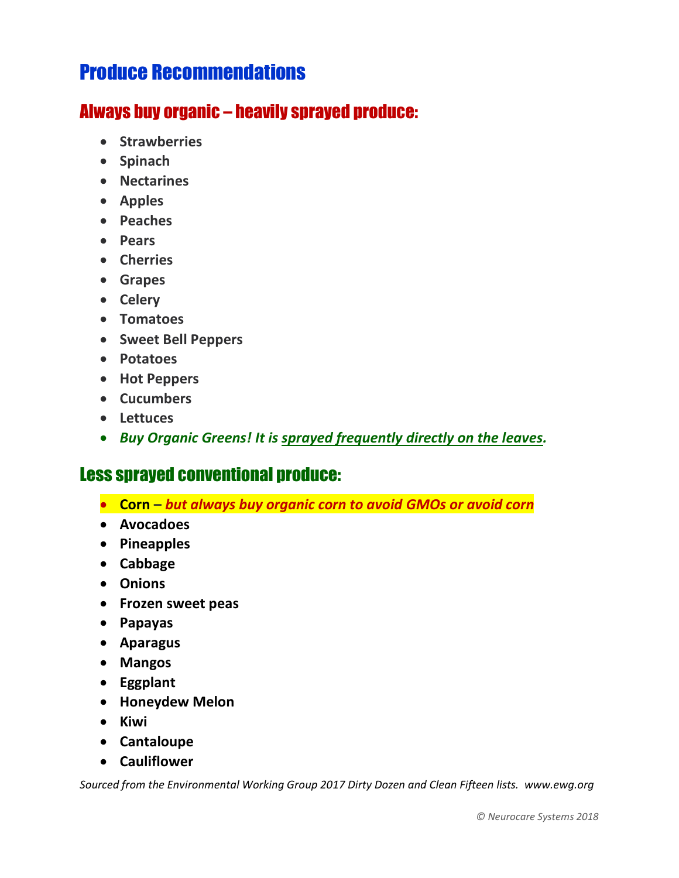# Produce Recommendations

## Always buy organic – heavily sprayed produce:

- **Strawberries**
- **Spinach**
- **Nectarines**
- **Apples**
- **Peaches**
- **Pears**
- **Cherries**
- **Grapes**
- **Celery**
- **Tomatoes**
- **Sweet Bell Peppers**
- **Potatoes**
- **Hot Peppers**
- **Cucumbers**
- **Lettuces**
- ***Buy Organic Greens! It is sprayed frequently directly on the leaves.***

## Less sprayed conventional produce:

- **Corn –** ***but always buy organic corn to avoid GMOs or avoid corn***
- **Avocadoes**
- **Pineapples**
- **Cabbage**
- **Onions**
- **Frozen sweet peas**
- **Papayas**
- **Aparagus**
- **Mangos**
- **Eggplant**
- **Honeydew Melon**
- **Kiwi**
- **Cantaloupe**
- **Cauliflower**

*Sourced from the Environmental Working Group 2017 Dirty Dozen and Clean Fifteen lists. www.ewg.org*

*© Neurocare Systems 2018*